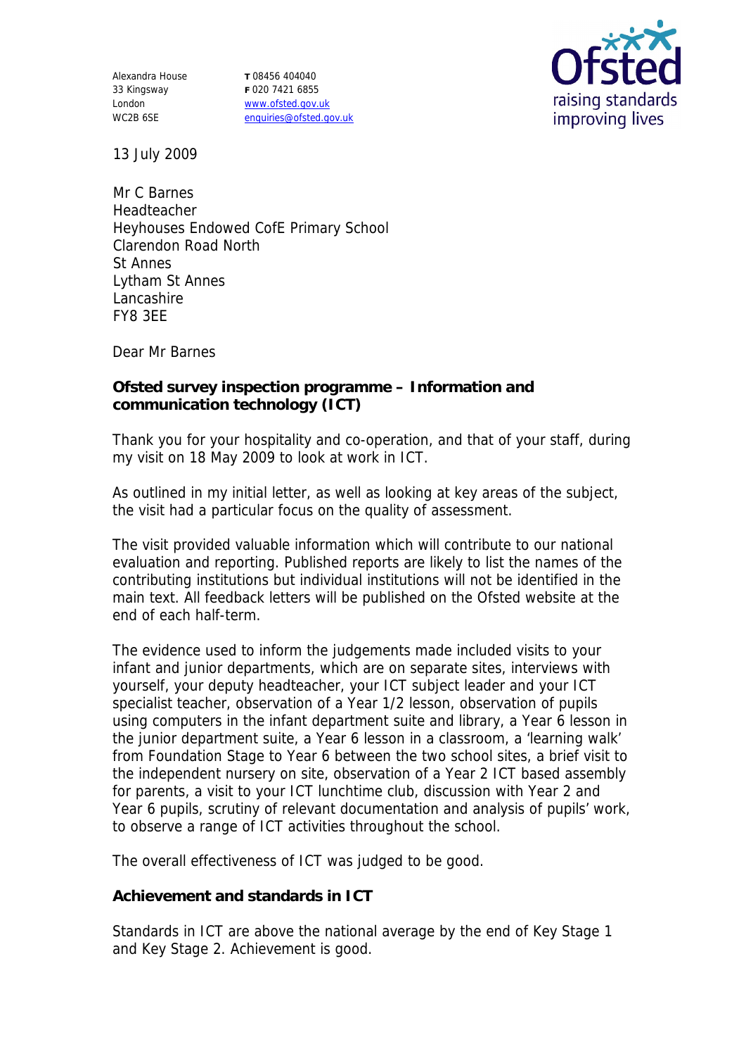Alexandra House
33 Kingsway
London
WC2B 6SE

**T** 08456 404040
**F** 020 7421 6855
www.ofsted.gov.uk
enquiries@ofsted.gov.uk

Ofsted
raising standards
improving lives

13 July 2009

Mr C Barnes
Headteacher
Heyhouses Endowed CofE Primary School
Clarendon Road North
St Annes
Lytham St Annes
Lancashire
FY8 3EE

Dear Mr Barnes

**Ofsted survey inspection programme – Information and communication technology (ICT)**

Thank you for your hospitality and co-operation, and that of your staff, during my visit on 18 May 2009 to look at work in ICT.

As outlined in my initial letter, as well as looking at key areas of the subject, the visit had a particular focus on the quality of assessment.

The visit provided valuable information which will contribute to our national evaluation and reporting. Published reports are likely to list the names of the contributing institutions but individual institutions will not be identified in the main text. All feedback letters will be published on the Ofsted website at the end of each half-term.

The evidence used to inform the judgements made included visits to your infant and junior departments, which are on separate sites, interviews with yourself, your deputy headteacher, your ICT subject leader and your ICT specialist teacher, observation of a Year 1/2 lesson, observation of pupils using computers in the infant department suite and library, a Year 6 lesson in the junior department suite, a Year 6 lesson in a classroom, a 'learning walk' from Foundation Stage to Year 6 between the two school sites, a brief visit to the independent nursery on site, observation of a Year 2 ICT based assembly for parents, a visit to your ICT lunchtime club, discussion with Year 2 and Year 6 pupils, scrutiny of relevant documentation and analysis of pupils' work, to observe a range of ICT activities throughout the school.

The overall effectiveness of ICT was judged to be good.

**Achievement and standards in ICT**

Standards in ICT are above the national average by the end of Key Stage 1 and Key Stage 2. Achievement is good.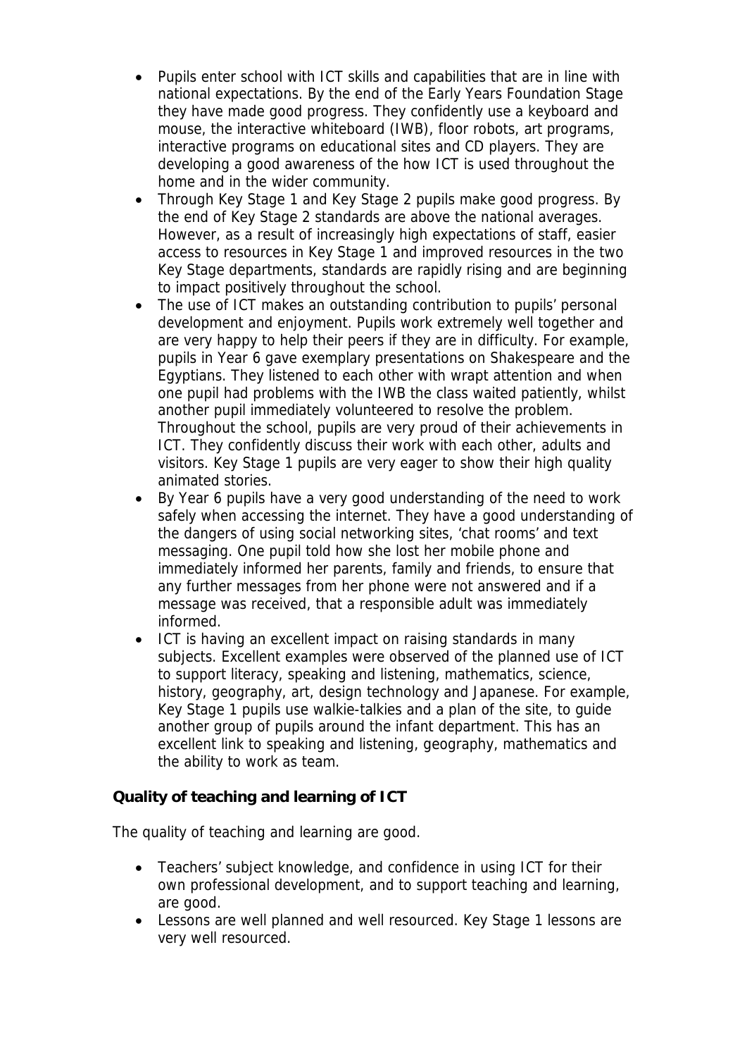- Pupils enter school with ICT skills and capabilities that are in line with national expectations. By the end of the Early Years Foundation Stage they have made good progress. They confidently use a keyboard and mouse, the interactive whiteboard (IWB), floor robots, art programs, interactive programs on educational sites and CD players. They are developing a good awareness of the how ICT is used throughout the home and in the wider community.
- Through Key Stage 1 and Key Stage 2 pupils make good progress. By the end of Key Stage 2 standards are above the national averages. However, as a result of increasingly high expectations of staff, easier access to resources in Key Stage 1 and improved resources in the two Key Stage departments, standards are rapidly rising and are beginning to impact positively throughout the school.
- The use of ICT makes an outstanding contribution to pupils' personal development and enjoyment. Pupils work extremely well together and are very happy to help their peers if they are in difficulty. For example, pupils in Year 6 gave exemplary presentations on Shakespeare and the Egyptians. They listened to each other with wrapt attention and when one pupil had problems with the IWB the class waited patiently, whilst another pupil immediately volunteered to resolve the problem. Throughout the school, pupils are very proud of their achievements in ICT. They confidently discuss their work with each other, adults and visitors. Key Stage 1 pupils are very eager to show their high quality animated stories.
- By Year 6 pupils have a very good understanding of the need to work safely when accessing the internet. They have a good understanding of the dangers of using social networking sites, 'chat rooms' and text messaging. One pupil told how she lost her mobile phone and immediately informed her parents, family and friends, to ensure that any further messages from her phone were not answered and if a message was received, that a responsible adult was immediately informed.
- ICT is having an excellent impact on raising standards in many subjects. Excellent examples were observed of the planned use of ICT to support literacy, speaking and listening, mathematics, science, history, geography, art, design technology and Japanese. For example, Key Stage 1 pupils use walkie-talkies and a plan of the site, to guide another group of pupils around the infant department. This has an excellent link to speaking and listening, geography, mathematics and the ability to work as team.

**Quality of teaching and learning of ICT**

The quality of teaching and learning are good.

- Teachers' subject knowledge, and confidence in using ICT for their own professional development, and to support teaching and learning, are good.
- Lessons are well planned and well resourced. Key Stage 1 lessons are very well resourced.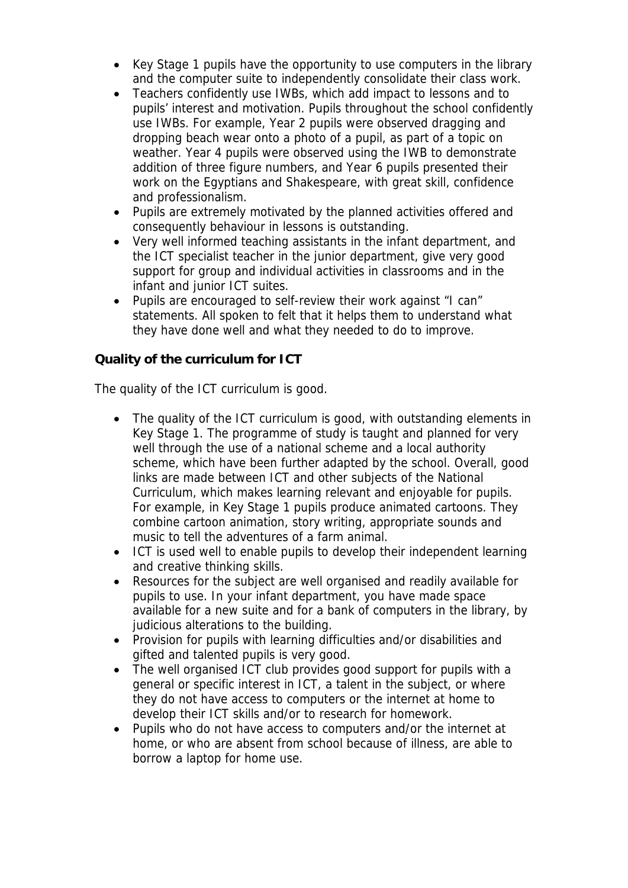- Key Stage 1 pupils have the opportunity to use computers in the library and the computer suite to independently consolidate their class work.
- Teachers confidently use IWBs, which add impact to lessons and to pupils' interest and motivation. Pupils throughout the school confidently use IWBs. For example, Year 2 pupils were observed dragging and dropping beach wear onto a photo of a pupil, as part of a topic on weather. Year 4 pupils were observed using the IWB to demonstrate addition of three figure numbers, and Year 6 pupils presented their work on the Egyptians and Shakespeare, with great skill, confidence and professionalism.
- Pupils are extremely motivated by the planned activities offered and consequently behaviour in lessons is outstanding.
- Very well informed teaching assistants in the infant department, and the ICT specialist teacher in the junior department, give very good support for group and individual activities in classrooms and in the infant and junior ICT suites.
- Pupils are encouraged to self-review their work against "I can" statements. All spoken to felt that it helps them to understand what they have done well and what they needed to do to improve.

**Quality of the curriculum for ICT**

The quality of the ICT curriculum is good.

- The quality of the ICT curriculum is good, with outstanding elements in Key Stage 1. The programme of study is taught and planned for very well through the use of a national scheme and a local authority scheme, which have been further adapted by the school. Overall, good links are made between ICT and other subjects of the National Curriculum, which makes learning relevant and enjoyable for pupils. For example, in Key Stage 1 pupils produce animated cartoons. They combine cartoon animation, story writing, appropriate sounds and music to tell the adventures of a farm animal.
- ICT is used well to enable pupils to develop their independent learning and creative thinking skills.
- Resources for the subject are well organised and readily available for pupils to use. In your infant department, you have made space available for a new suite and for a bank of computers in the library, by judicious alterations to the building.
- Provision for pupils with learning difficulties and/or disabilities and gifted and talented pupils is very good.
- The well organised ICT club provides good support for pupils with a general or specific interest in ICT, a talent in the subject, or where they do not have access to computers or the internet at home to develop their ICT skills and/or to research for homework.
- Pupils who do not have access to computers and/or the internet at home, or who are absent from school because of illness, are able to borrow a laptop for home use.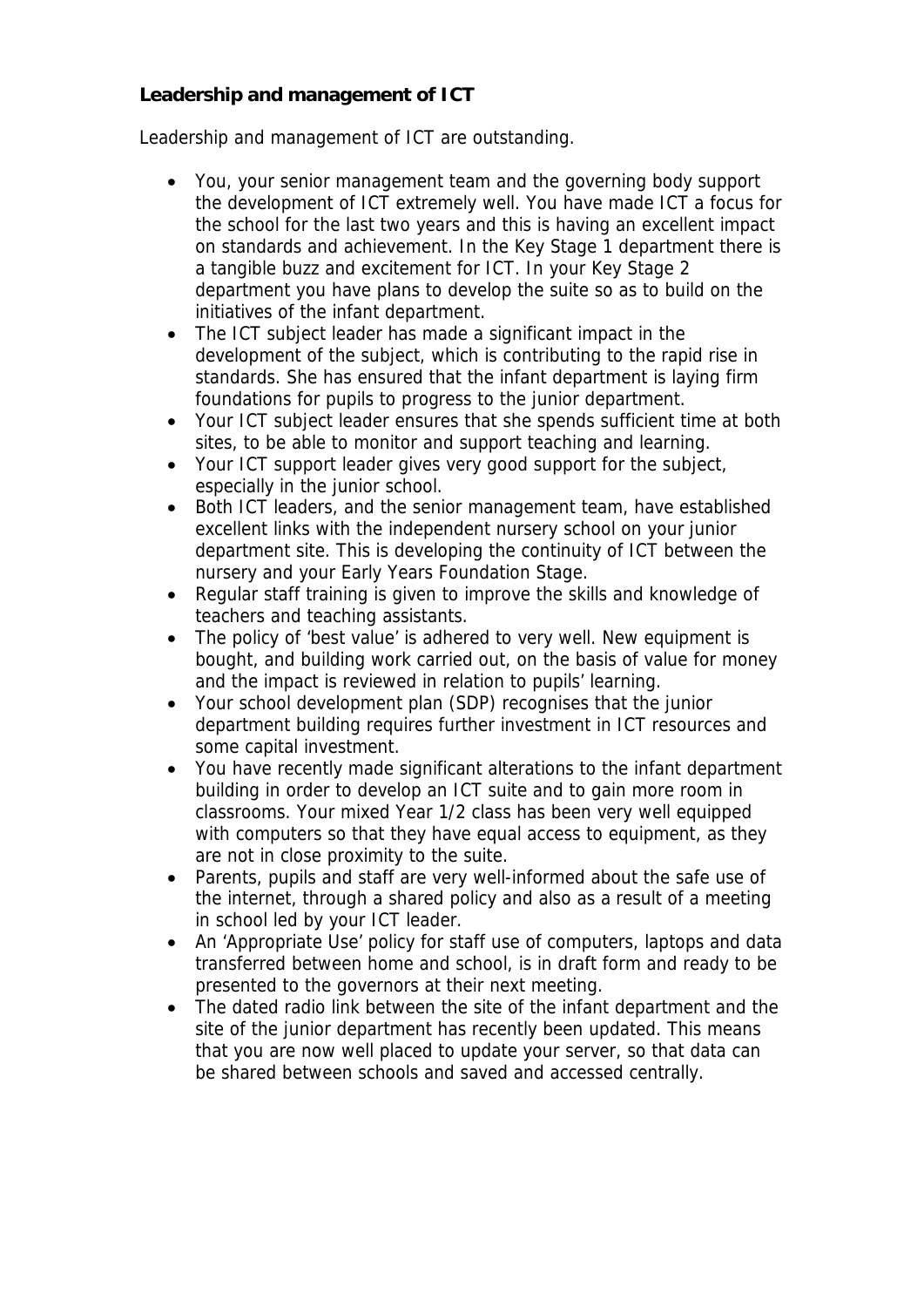**Leadership and management of ICT**

Leadership and management of ICT are outstanding.

- You, your senior management team and the governing body support the development of ICT extremely well. You have made ICT a focus for the school for the last two years and this is having an excellent impact on standards and achievement. In the Key Stage 1 department there is a tangible buzz and excitement for ICT. In your Key Stage 2 department you have plans to develop the suite so as to build on the initiatives of the infant department.
- The ICT subject leader has made a significant impact in the development of the subject, which is contributing to the rapid rise in standards. She has ensured that the infant department is laying firm foundations for pupils to progress to the junior department.
- Your ICT subject leader ensures that she spends sufficient time at both sites, to be able to monitor and support teaching and learning.
- Your ICT support leader gives very good support for the subject, especially in the junior school.
- Both ICT leaders, and the senior management team, have established excellent links with the independent nursery school on your junior department site. This is developing the continuity of ICT between the nursery and your Early Years Foundation Stage.
- Regular staff training is given to improve the skills and knowledge of teachers and teaching assistants.
- The policy of 'best value' is adhered to very well. New equipment is bought, and building work carried out, on the basis of value for money and the impact is reviewed in relation to pupils' learning.
- Your school development plan (SDP) recognises that the junior department building requires further investment in ICT resources and some capital investment.
- You have recently made significant alterations to the infant department building in order to develop an ICT suite and to gain more room in classrooms. Your mixed Year 1/2 class has been very well equipped with computers so that they have equal access to equipment, as they are not in close proximity to the suite.
- Parents, pupils and staff are very well-informed about the safe use of the internet, through a shared policy and also as a result of a meeting in school led by your ICT leader.
- An 'Appropriate Use' policy for staff use of computers, laptops and data transferred between home and school, is in draft form and ready to be presented to the governors at their next meeting.
- The dated radio link between the site of the infant department and the site of the junior department has recently been updated. This means that you are now well placed to update your server, so that data can be shared between schools and saved and accessed centrally.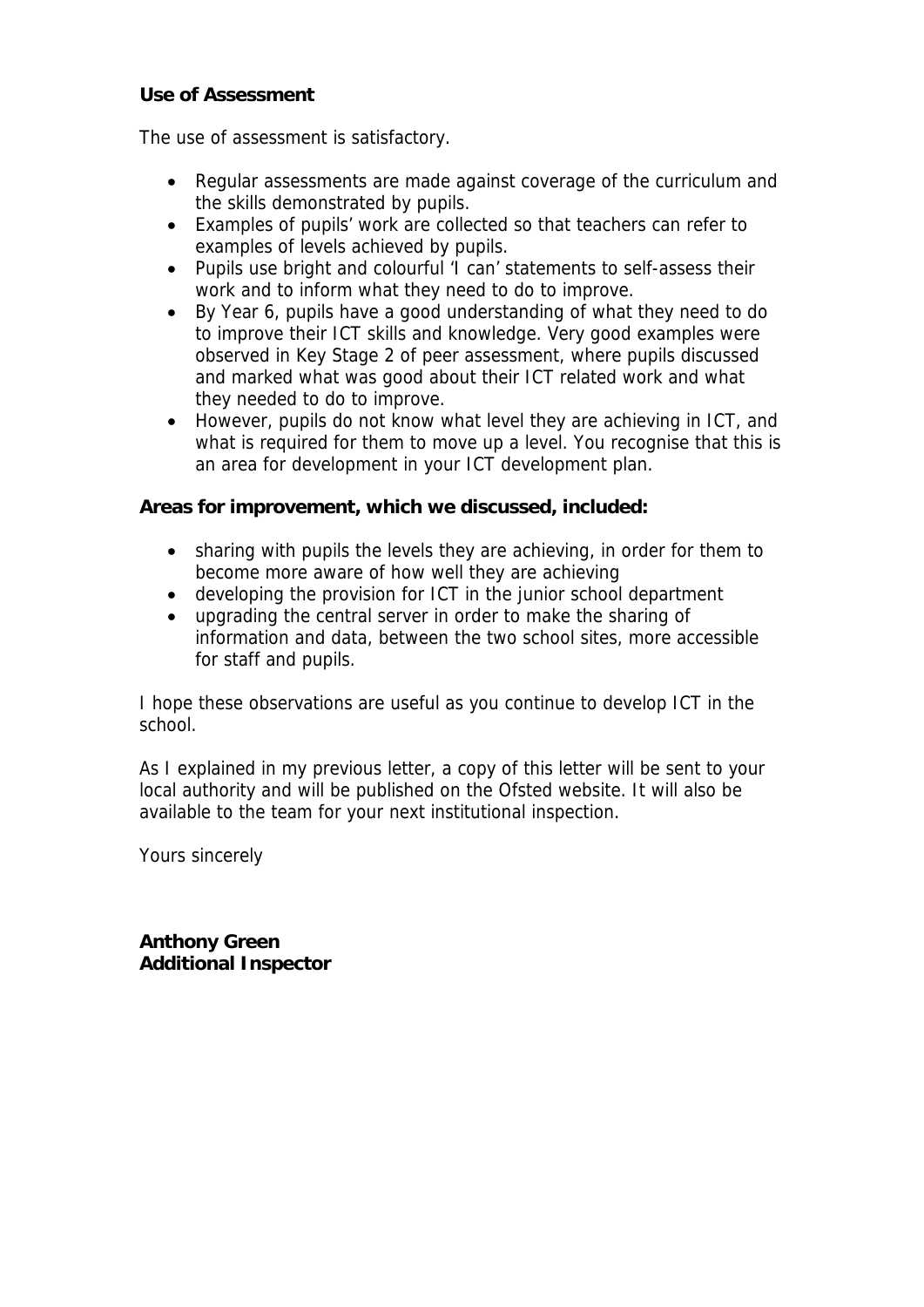**Use of Assessment**

The use of assessment is satisfactory.

- Regular assessments are made against coverage of the curriculum and the skills demonstrated by pupils.
- Examples of pupils' work are collected so that teachers can refer to examples of levels achieved by pupils.
- Pupils use bright and colourful 'I can' statements to self-assess their work and to inform what they need to do to improve.
- By Year 6, pupils have a good understanding of what they need to do to improve their ICT skills and knowledge. Very good examples were observed in Key Stage 2 of peer assessment, where pupils discussed and marked what was good about their ICT related work and what they needed to do to improve.
- However, pupils do not know what level they are achieving in ICT, and what is required for them to move up a level. You recognise that this is an area for development in your ICT development plan.

**Areas for improvement, which we discussed, included:**

- sharing with pupils the levels they are achieving, in order for them to become more aware of how well they are achieving
- developing the provision for ICT in the junior school department
- upgrading the central server in order to make the sharing of information and data, between the two school sites, more accessible for staff and pupils.

I hope these observations are useful as you continue to develop ICT in the school.

As I explained in my previous letter, a copy of this letter will be sent to your local authority and will be published on the Ofsted website. It will also be available to the team for your next institutional inspection.

Yours sincerely

**Anthony Green**
**Additional Inspector**